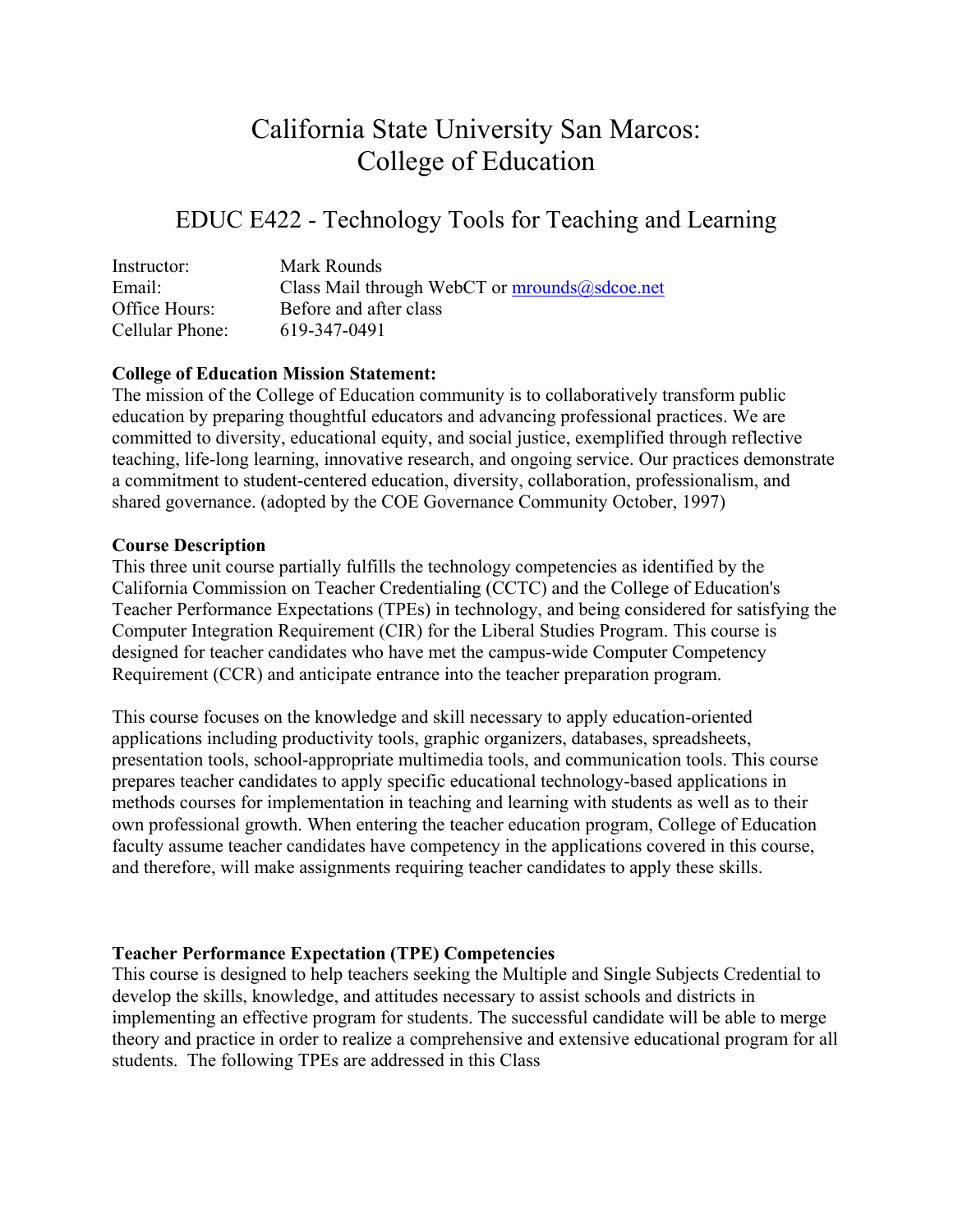# California State University San Marcos: College of Education

## EDUC E422 - Technology Tools for Teaching and Learning

| | |
|---|---|
| Instructor: | Mark Rounds |
| Email: | Class Mail through WebCT or mrounds@sdcoe.net |
| Office Hours: | Before and after class |
| Cellular Phone: | 619-347-0491 |

**College of Education Mission Statement:**
The mission of the College of Education community is to collaboratively transform public education by preparing thoughtful educators and advancing professional practices. We are committed to diversity, educational equity, and social justice, exemplified through reflective teaching, life-long learning, innovative research, and ongoing service. Our practices demonstrate a commitment to student-centered education, diversity, collaboration, professionalism, and shared governance. (adopted by the COE Governance Community October, 1997)

**Course Description**
This three unit course partially fulfills the technology competencies as identified by the California Commission on Teacher Credentialing (CCTC) and the College of Education's Teacher Performance Expectations (TPEs) in technology, and being considered for satisfying the Computer Integration Requirement (CIR) for the Liberal Studies Program. This course is designed for teacher candidates who have met the campus-wide Computer Competency Requirement (CCR) and anticipate entrance into the teacher preparation program.

This course focuses on the knowledge and skill necessary to apply education-oriented applications including productivity tools, graphic organizers, databases, spreadsheets, presentation tools, school-appropriate multimedia tools, and communication tools. This course prepares teacher candidates to apply specific educational technology-based applications in methods courses for implementation in teaching and learning with students as well as to their own professional growth. When entering the teacher education program, College of Education faculty assume teacher candidates have competency in the applications covered in this course, and therefore, will make assignments requiring teacher candidates to apply these skills.

**Teacher Performance Expectation (TPE) Competencies**
This course is designed to help teachers seeking the Multiple and Single Subjects Credential to develop the skills, knowledge, and attitudes necessary to assist schools and districts in implementing an effective program for students. The successful candidate will be able to merge theory and practice in order to realize a comprehensive and extensive educational program for all students. The following TPEs are addressed in this Class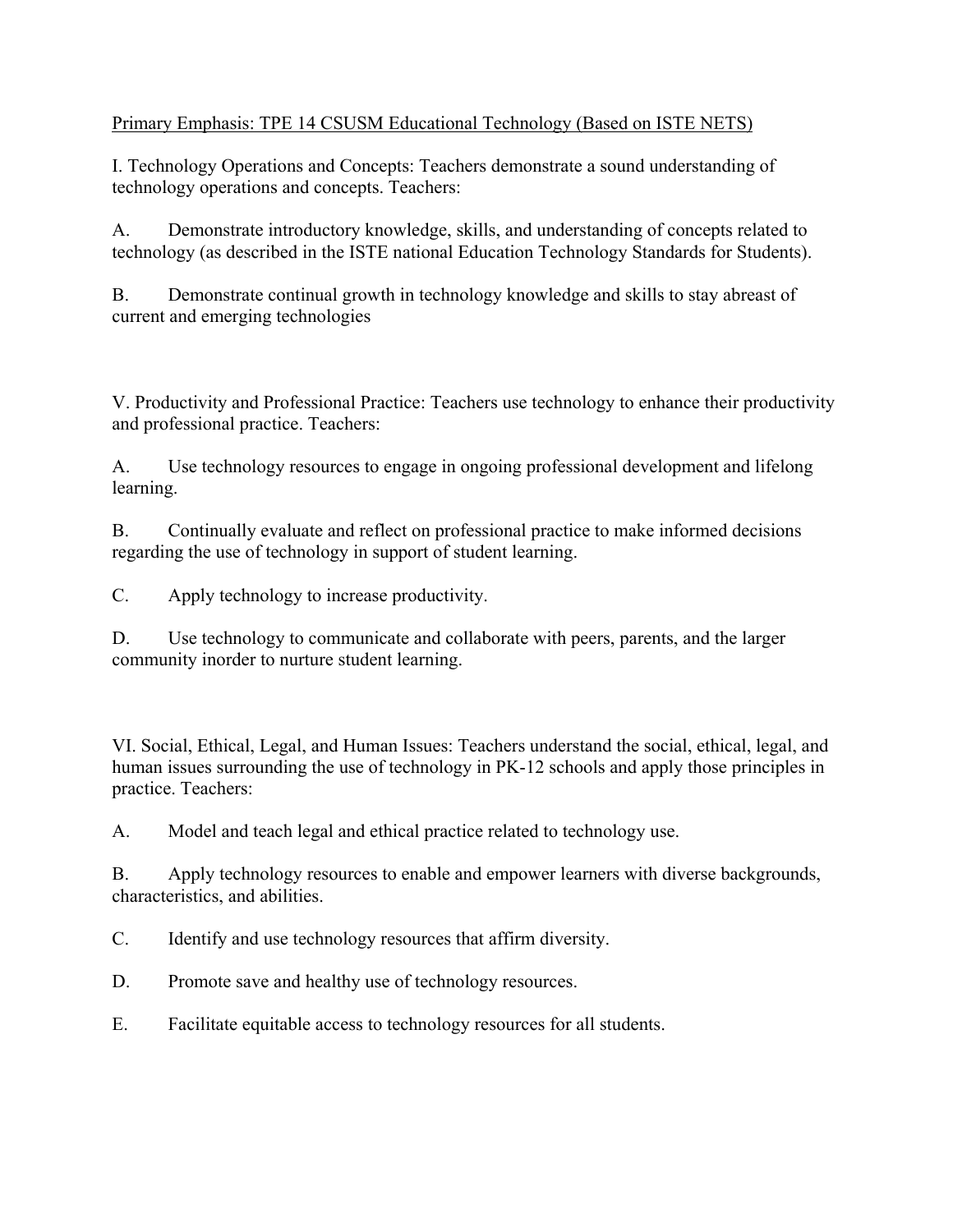<u>Primary Emphasis: TPE 14 CSUSM Educational Technology (Based on ISTE NETS)</u>

I. Technology Operations and Concepts: Teachers demonstrate a sound understanding of technology operations and concepts. Teachers:

A. Demonstrate introductory knowledge, skills, and understanding of concepts related to technology (as described in the ISTE national Education Technology Standards for Students).

B. Demonstrate continual growth in technology knowledge and skills to stay abreast of current and emerging technologies

V. Productivity and Professional Practice: Teachers use technology to enhance their productivity and professional practice. Teachers:

A. Use technology resources to engage in ongoing professional development and lifelong learning.

B. Continually evaluate and reflect on professional practice to make informed decisions regarding the use of technology in support of student learning.

C. Apply technology to increase productivity.

D. Use technology to communicate and collaborate with peers, parents, and the larger community inorder to nurture student learning.

VI. Social, Ethical, Legal, and Human Issues: Teachers understand the social, ethical, legal, and human issues surrounding the use of technology in PK-12 schools and apply those principles in practice. Teachers:

A. Model and teach legal and ethical practice related to technology use.

B. Apply technology resources to enable and empower learners with diverse backgrounds, characteristics, and abilities.

C. Identify and use technology resources that affirm diversity.

D. Promote save and healthy use of technology resources.

E. Facilitate equitable access to technology resources for all students.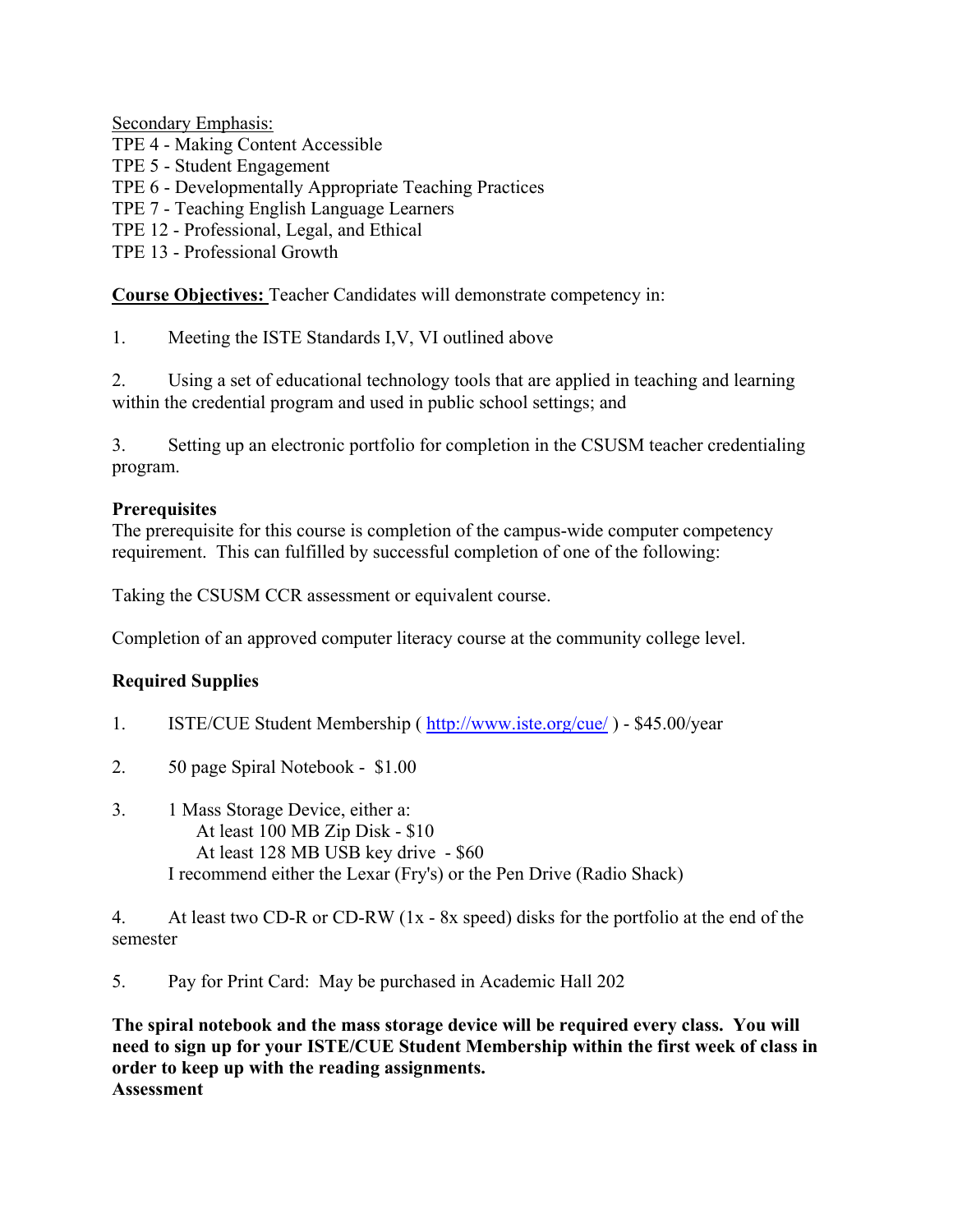Secondary Emphasis:
TPE 4 - Making Content Accessible
TPE 5 - Student Engagement
TPE 6 - Developmentally Appropriate Teaching Practices
TPE 7 - Teaching English Language Learners
TPE 12 - Professional, Legal, and Ethical
TPE 13 - Professional Growth

**Course Objectives:** Teacher Candidates will demonstrate competency in:

1. Meeting the ISTE Standards I,V, VI outlined above

2. Using a set of educational technology tools that are applied in teaching and learning within the credential program and used in public school settings; and

3. Setting up an electronic portfolio for completion in the CSUSM teacher credentialing program.

**Prerequisites**
The prerequisite for this course is completion of the campus-wide computer competency requirement. This can fulfilled by successful completion of one of the following:

Taking the CSUSM CCR assessment or equivalent course.

Completion of an approved computer literacy course at the community college level.

**Required Supplies**

1. ISTE/CUE Student Membership ( http://www.iste.org/cue/ ) - $45.00/year

2. 50 page Spiral Notebook - $1.00

3. 1 Mass Storage Device, either a:
   At least 100 MB Zip Disk - $10
   At least 128 MB USB key drive - $60
   I recommend either the Lexar (Fry's) or the Pen Drive (Radio Shack)

4. At least two CD-R or CD-RW (1x - 8x speed) disks for the portfolio at the end of the semester

5. Pay for Print Card: May be purchased in Academic Hall 202

**The spiral notebook and the mass storage device will be required every class. You will need to sign up for your ISTE/CUE Student Membership within the first week of class in order to keep up with the reading assignments.**
**Assessment**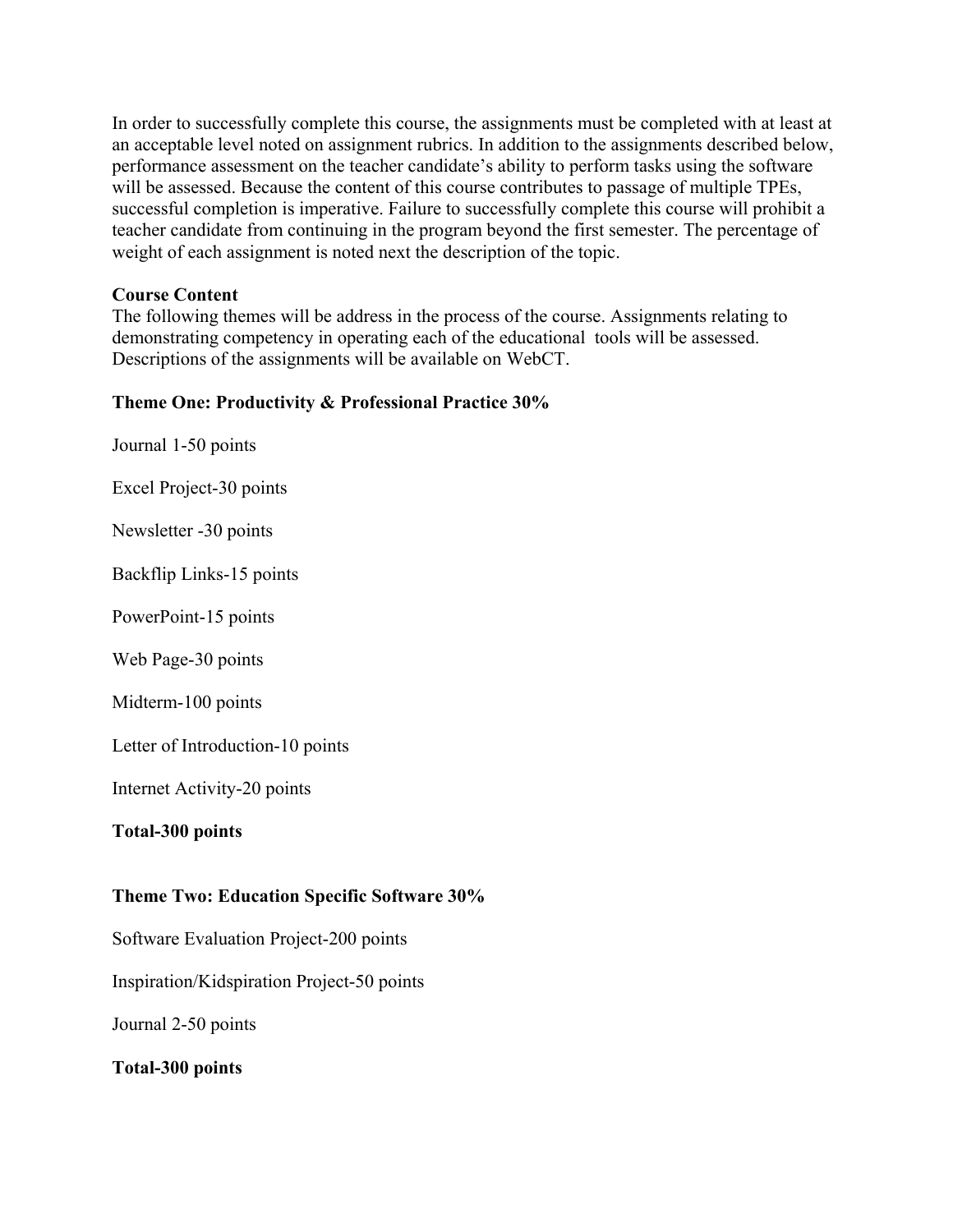In order to successfully complete this course, the assignments must be completed with at least at an acceptable level noted on assignment rubrics. In addition to the assignments described below, performance assessment on the teacher candidate's ability to perform tasks using the software will be assessed. Because the content of this course contributes to passage of multiple TPEs, successful completion is imperative. Failure to successfully complete this course will prohibit a teacher candidate from continuing in the program beyond the first semester. The percentage of weight of each assignment is noted next the description of the topic.

**Course Content**

The following themes will be address in the process of the course. Assignments relating to demonstrating competency in operating each of the educational tools will be assessed. Descriptions of the assignments will be available on WebCT.

**Theme One: Productivity & Professional Practice 30%**

Journal 1-50 points

Excel Project-30 points

Newsletter -30 points

Backflip Links-15 points

PowerPoint-15 points

Web Page-30 points

Midterm-100 points

Letter of Introduction-10 points

Internet Activity-20 points

**Total-300 points**

**Theme Two: Education Specific Software 30%**

Software Evaluation Project-200 points

Inspiration/Kidspiration Project-50 points

Journal 2-50 points

**Total-300 points**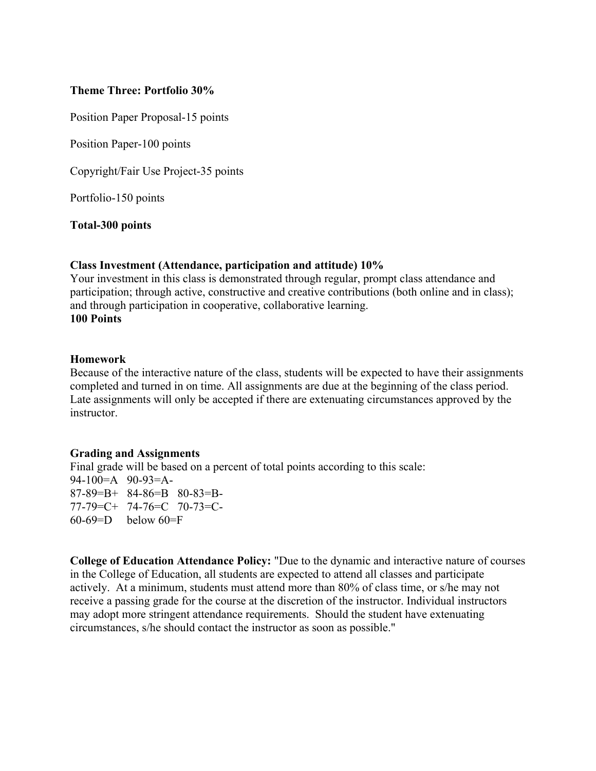**Theme Three: Portfolio 30%**

Position Paper Proposal-15 points

Position Paper-100 points

Copyright/Fair Use Project-35 points

Portfolio-150 points

**Total-300 points**

**Class Investment (Attendance, participation and attitude) 10%**
Your investment in this class is demonstrated through regular, prompt class attendance and participation; through active, constructive and creative contributions (both online and in class); and through participation in cooperative, collaborative learning.
**100 Points**

**Homework**
Because of the interactive nature of the class, students will be expected to have their assignments completed and turned in on time. All assignments are due at the beginning of the class period. Late assignments will only be accepted if there are extenuating circumstances approved by the instructor.

**Grading and Assignments**
Final grade will be based on a percent of total points according to this scale:
94-100=A   90-93=A-
87-89=B+   84-86=B   80-83=B-
77-79=C+   74-76=C   70-73=C-
60-69=D   below 60=F

**College of Education Attendance Policy:** "Due to the dynamic and interactive nature of courses in the College of Education, all students are expected to attend all classes and participate actively. At a minimum, students must attend more than 80% of class time, or s/he may not receive a passing grade for the course at the discretion of the instructor. Individual instructors may adopt more stringent attendance requirements. Should the student have extenuating circumstances, s/he should contact the instructor as soon as possible."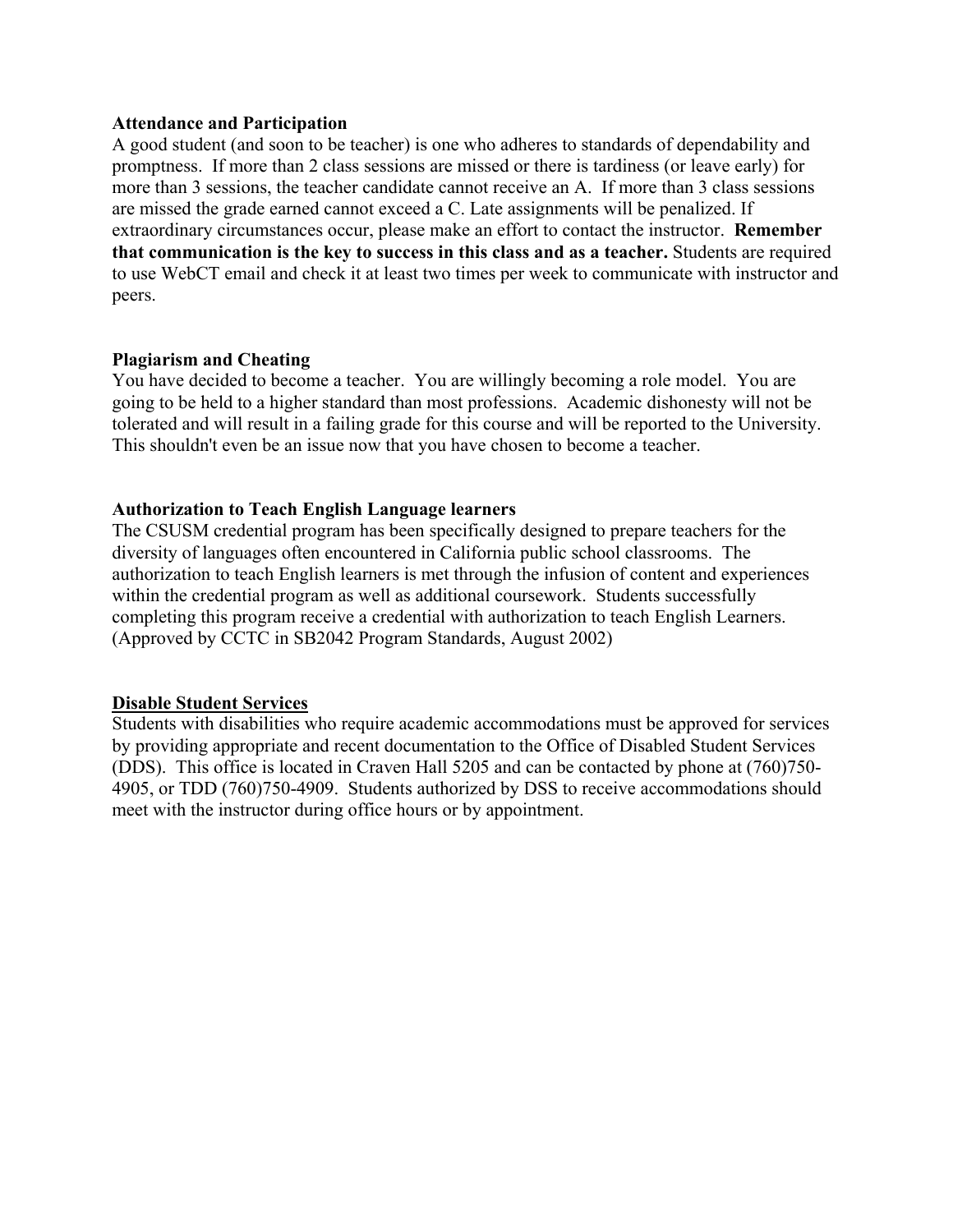**Attendance and Participation**

A good student (and soon to be teacher) is one who adheres to standards of dependability and promptness. If more than 2 class sessions are missed or there is tardiness (or leave early) for more than 3 sessions, the teacher candidate cannot receive an A. If more than 3 class sessions are missed the grade earned cannot exceed a C. Late assignments will be penalized. If extraordinary circumstances occur, please make an effort to contact the instructor. **Remember that communication is the key to success in this class and as a teacher.** Students are required to use WebCT email and check it at least two times per week to communicate with instructor and peers.

**Plagiarism and Cheating**

You have decided to become a teacher. You are willingly becoming a role model. You are going to be held to a higher standard than most professions. Academic dishonesty will not be tolerated and will result in a failing grade for this course and will be reported to the University. This shouldn't even be an issue now that you have chosen to become a teacher.

**Authorization to Teach English Language learners**

The CSUSM credential program has been specifically designed to prepare teachers for the diversity of languages often encountered in California public school classrooms. The authorization to teach English learners is met through the infusion of content and experiences within the credential program as well as additional coursework. Students successfully completing this program receive a credential with authorization to teach English Learners. (Approved by CCTC in SB2042 Program Standards, August 2002)

**Disable Student Services**

Students with disabilities who require academic accommodations must be approved for services by providing appropriate and recent documentation to the Office of Disabled Student Services (DDS). This office is located in Craven Hall 5205 and can be contacted by phone at (760)750-4905, or TDD (760)750-4909. Students authorized by DSS to receive accommodations should meet with the instructor during office hours or by appointment.